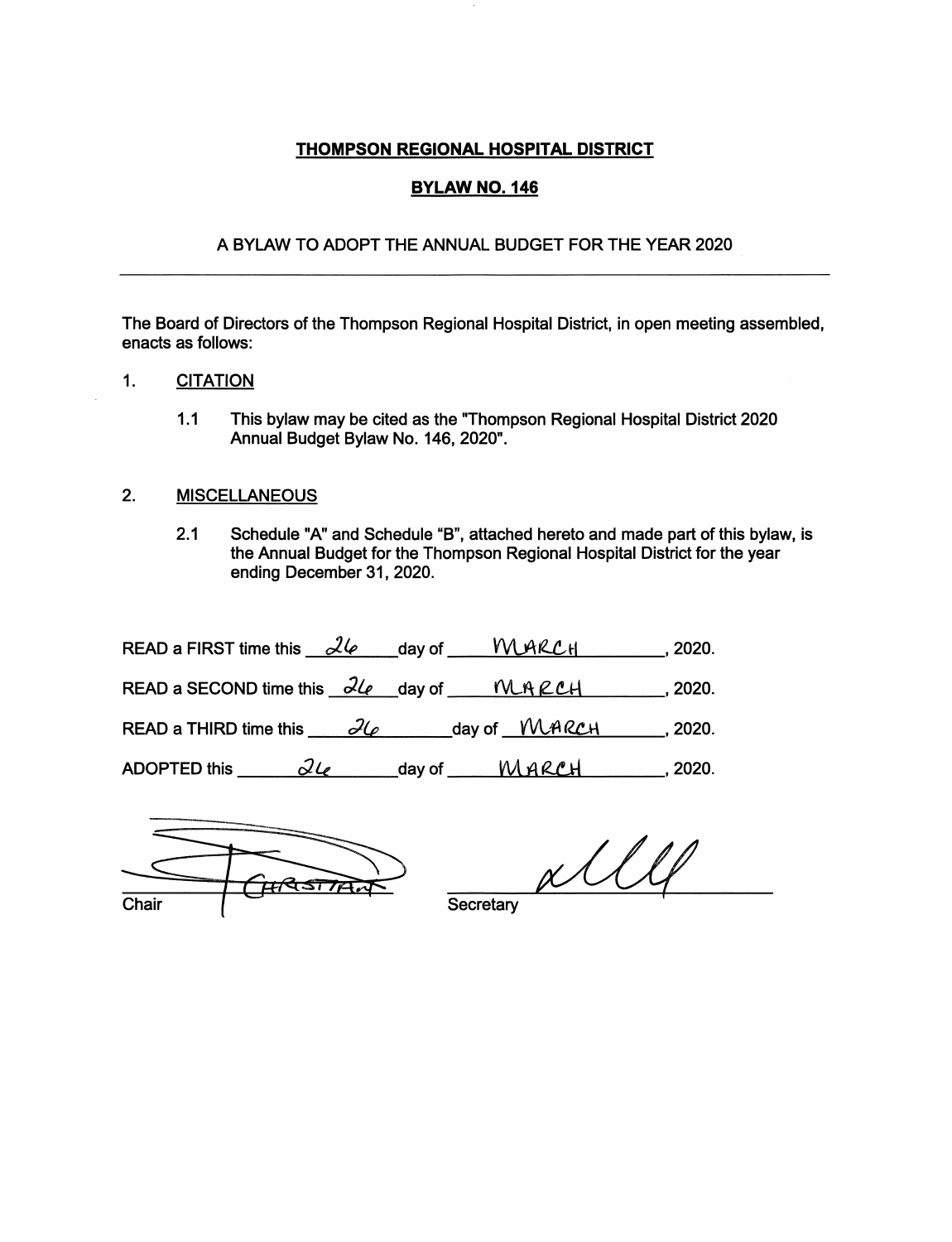# THOMPSON REGIONAL HOSPITAL DISTRICT

## BYLAW NO. 146

### A BYLAW TO ADOPT THE ANNUAL BUDGET FOR THE YEAR 2020

---

The Board of Directors of the Thompson Regional Hospital District, in open meeting assembled, enacts as follows:

1. CITATION

   1.1 This bylaw may be cited as the "Thompson Regional Hospital District 2020 Annual Budget Bylaw No. 146, 2020".

2. MISCELLANEOUS

   2.1 Schedule "A" and Schedule "B", attached hereto and made part of this bylaw, is the Annual Budget for the Thompson Regional Hospital District for the year ending December 31, 2020.

READ a FIRST time this 26 day of MARCH, 2020.

READ a SECOND time this 26 day of MARCH, 2020.

READ a THIRD time this 26 day of MARCH, 2020.

ADOPTED this 26 day of MARCH, 2020.

Chair

Secretary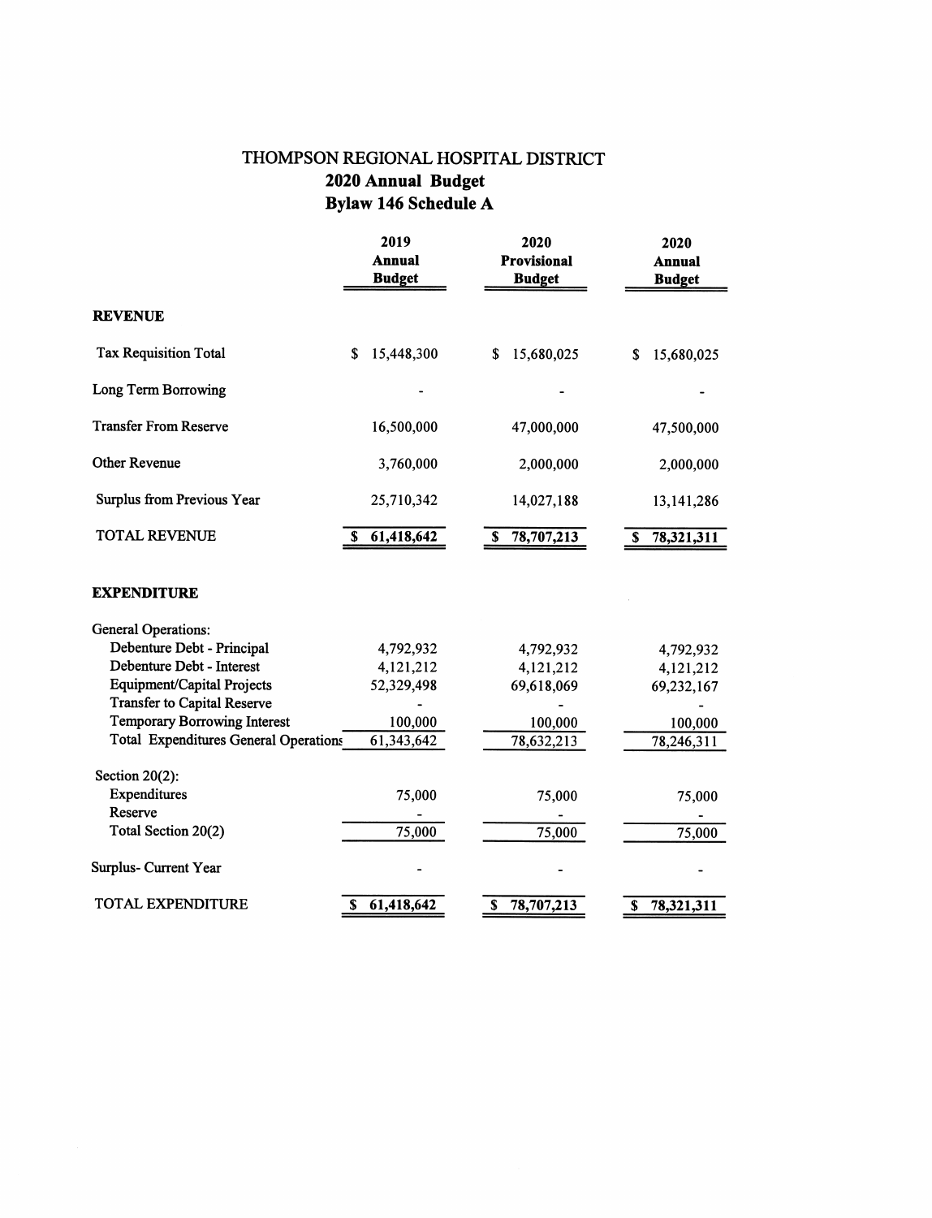# THOMPSON REGIONAL HOSPITAL DISTRICT

## 2020 Annual Budget

## Bylaw 146 Schedule A

| | 2019 Annual Budget | 2020 Provisional Budget | 2020 Annual Budget |
|---|---|---|---|
| **REVENUE** | | | |
| Tax Requisition Total | $ 15,448,300 | $ 15,680,025 | $ 15,680,025 |
| Long Term Borrowing | - | - | - |
| Transfer From Reserve | 16,500,000 | 47,000,000 | 47,500,000 |
| Other Revenue | 3,760,000 | 2,000,000 | 2,000,000 |
| Surplus from Previous Year | 25,710,342 | 14,027,188 | 13,141,286 |
| TOTAL REVENUE | $ 61,418,642 | $ 78,707,213 | $ 78,321,311 |
| **EXPENDITURE** | | | |
| General Operations: | | | |
| Debenture Debt - Principal | 4,792,932 | 4,792,932 | 4,792,932 |
| Debenture Debt - Interest | 4,121,212 | 4,121,212 | 4,121,212 |
| Equipment/Capital Projects | 52,329,498 | 69,618,069 | 69,232,167 |
| Transfer to Capital Reserve | - | - | - |
| Temporary Borrowing Interest | 100,000 | 100,000 | 100,000 |
| Total Expenditures General Operations | 61,343,642 | 78,632,213 | 78,246,311 |
| Section 20(2): | | | |
| Expenditures | 75,000 | 75,000 | 75,000 |
| Reserve | - | - | - |
| Total Section 20(2) | 75,000 | 75,000 | 75,000 |
| Surplus- Current Year | - | - | - |
| TOTAL EXPENDITURE | $ 61,418,642 | $ 78,707,213 | $ 78,321,311 |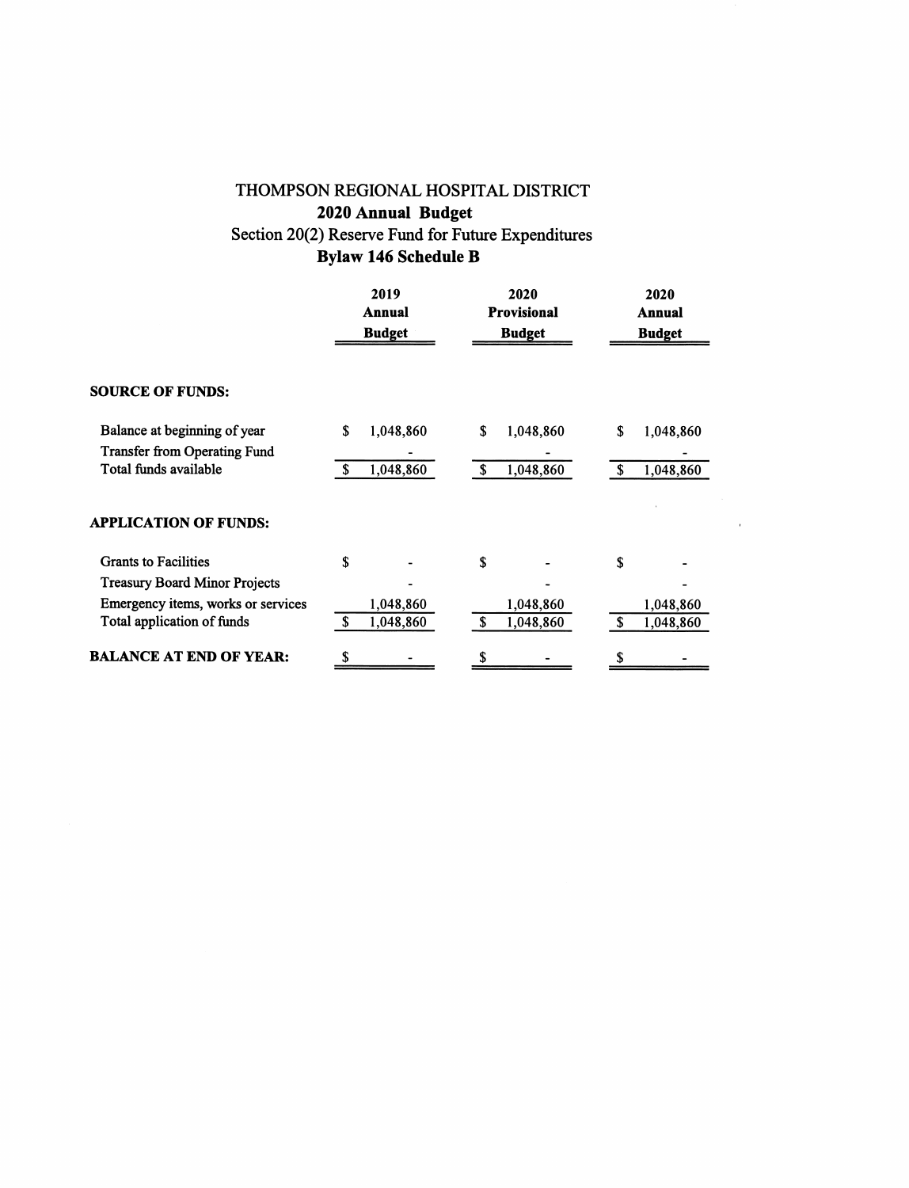# THOMPSON REGIONAL HOSPITAL DISTRICT

## 2020 Annual Budget

### Section 20(2) Reserve Fund for Future Expenditures

### Bylaw 146 Schedule B

| | 2019 Annual Budget | 2020 Provisional Budget | 2020 Annual Budget |
|---|---|---|---|
| **SOURCE OF FUNDS:** | | | |
| Balance at beginning of year | $ 1,048,860 | $ 1,048,860 | $ 1,048,860 |
| Transfer from Operating Fund | - | - | - |
| Total funds available | $ 1,048,860 | $ 1,048,860 | $ 1,048,860 |
| **APPLICATION OF FUNDS:** | | | |
| Grants to Facilities | $ - | $ - | $ - |
| Treasury Board Minor Projects | - | - | - |
| Emergency items, works or services | 1,048,860 | 1,048,860 | 1,048,860 |
| Total application of funds | $ 1,048,860 | $ 1,048,860 | $ 1,048,860 |
| **BALANCE AT END OF YEAR:** | $ - | $ - | $ - |